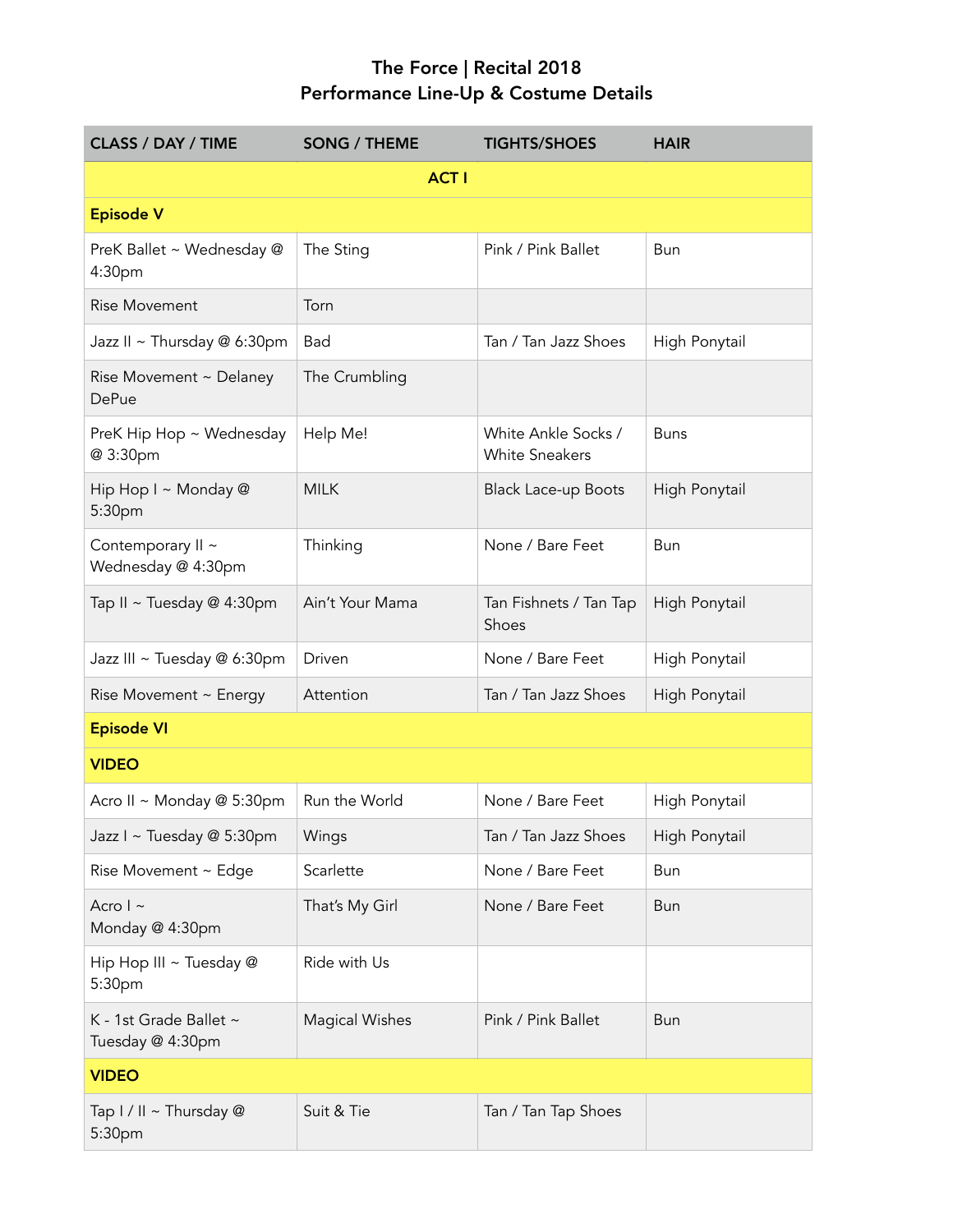# The Force | Recital 2018
## Performance Line-Up & Costume Details

| CLASS / DAY / TIME | SONG / THEME | TIGHTS/SHOES | HAIR |
|---|---|---|---|
| | **ACT I** | | |
| **Episode V** | | | |
| PreK Ballet ~ Wednesday @ 4:30pm | The Sting | Pink / Pink Ballet | Bun |
| Rise Movement | Torn | | |
| Jazz II ~ Thursday @ 6:30pm | Bad | Tan / Tan Jazz Shoes | High Ponytail |
| Rise Movement ~ Delaney DePue | The Crumbling | | |
| PreK Hip Hop ~ Wednesday @ 3:30pm | Help Me! | White Ankle Socks / White Sneakers | Buns |
| Hip Hop I ~ Monday @ 5:30pm | MILK | Black Lace-up Boots | High Ponytail |
| Contemporary II ~ Wednesday @ 4:30pm | Thinking | None / Bare Feet | Bun |
| Tap II ~ Tuesday @ 4:30pm | Ain't Your Mama | Tan Fishnets / Tan Tap Shoes | High Ponytail |
| Jazz III ~ Tuesday @ 6:30pm | Driven | None / Bare Feet | High Ponytail |
| Rise Movement ~ Energy | Attention | Tan / Tan Jazz Shoes | High Ponytail |
| **Episode VI** | | | |
| **VIDEO** | | | |
| Acro II ~ Monday @ 5:30pm | Run the World | None / Bare Feet | High Ponytail |
| Jazz I ~ Tuesday @ 5:30pm | Wings | Tan / Tan Jazz Shoes | High Ponytail |
| Rise Movement ~ Edge | Scarlette | None / Bare Feet | Bun |
| Acro I ~ Monday @ 4:30pm | That's My Girl | None / Bare Feet | Bun |
| Hip Hop III ~ Tuesday @ 5:30pm | Ride with Us | | |
| K - 1st Grade Ballet ~ Tuesday @ 4:30pm | Magical Wishes | Pink / Pink Ballet | Bun |
| **VIDEO** | | | |
| Tap I / II ~ Thursday @ 5:30pm | Suit & Tie | Tan / Tan Tap Shoes | |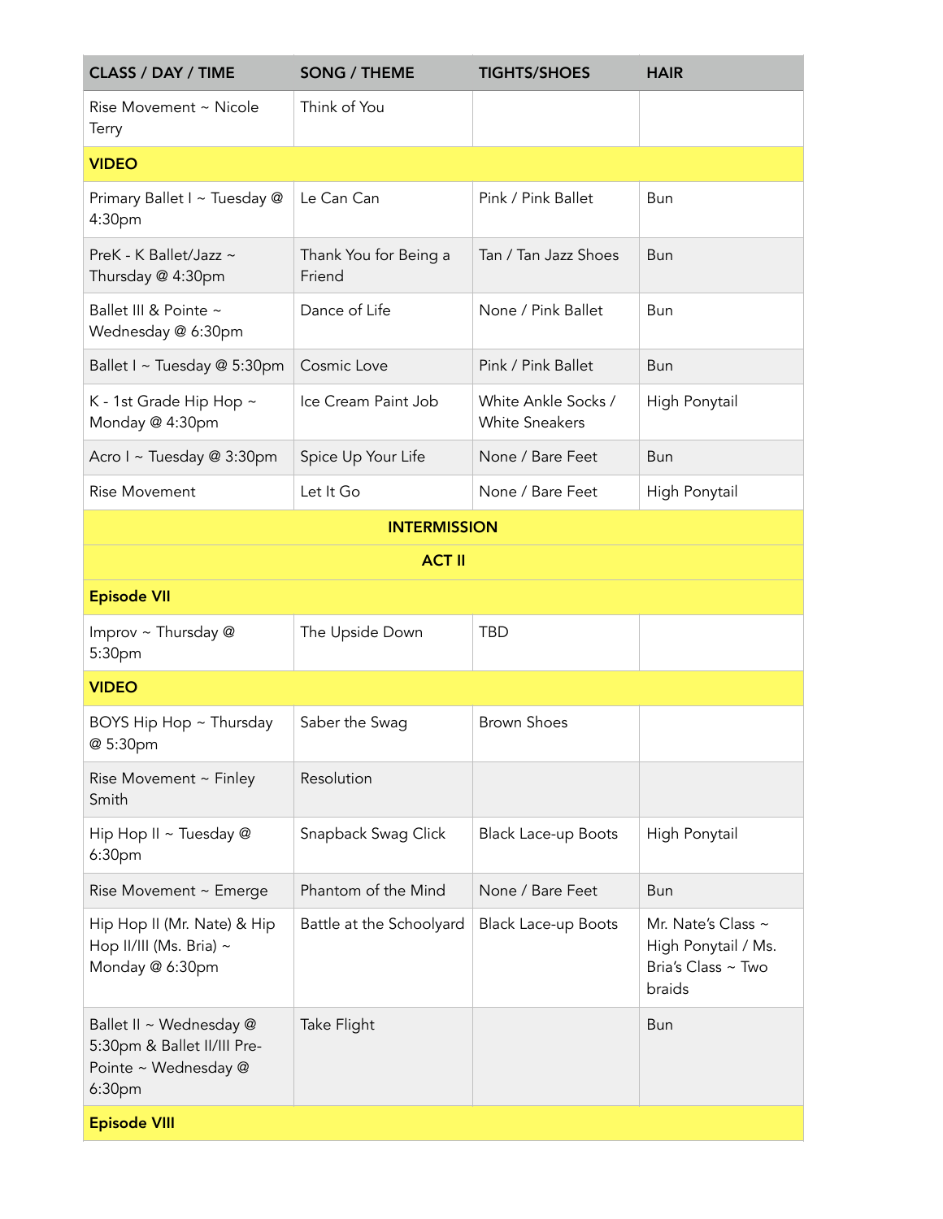| CLASS / DAY / TIME | SONG / THEME | TIGHTS/SHOES | HAIR |
|---|---|---|---|
| Rise Movement ~ Nicole Terry | Think of You | | |
| **VIDEO** | | | |
| Primary Ballet I ~ Tuesday @ 4:30pm | Le Can Can | Pink / Pink Ballet | Bun |
| PreK - K Ballet/Jazz ~ Thursday @ 4:30pm | Thank You for Being a Friend | Tan / Tan Jazz Shoes | Bun |
| Ballet III & Pointe ~ Wednesday @ 6:30pm | Dance of Life | None / Pink Ballet | Bun |
| Ballet I ~ Tuesday @ 5:30pm | Cosmic Love | Pink / Pink Ballet | Bun |
| K - 1st Grade Hip Hop ~ Monday @ 4:30pm | Ice Cream Paint Job | White Ankle Socks / White Sneakers | High Ponytail |
| Acro I ~ Tuesday @ 3:30pm | Spice Up Your Life | None / Bare Feet | Bun |
| Rise Movement | Let It Go | None / Bare Feet | High Ponytail |
| **INTERMISSION** | | | |
| **ACT II** | | | |
| **Episode VII** | | | |
| Improv ~ Thursday @ 5:30pm | The Upside Down | TBD | |
| **VIDEO** | | | |
| BOYS Hip Hop ~ Thursday @ 5:30pm | Saber the Swag | Brown Shoes | |
| Rise Movement ~ Finley Smith | Resolution | | |
| Hip Hop II ~ Tuesday @ 6:30pm | Snapback Swag Click | Black Lace-up Boots | High Ponytail |
| Rise Movement ~ Emerge | Phantom of the Mind | None / Bare Feet | Bun |
| Hip Hop II (Mr. Nate) & Hip Hop II/III (Ms. Bria) ~ Monday @ 6:30pm | Battle at the Schoolyard | Black Lace-up Boots | Mr. Nate's Class ~ High Ponytail / Ms. Bria's Class ~ Two braids |
| Ballet II ~ Wednesday @ 5:30pm & Ballet II/III Pre-Pointe ~ Wednesday @ 6:30pm | Take Flight | | Bun |
| **Episode VIII** | | | |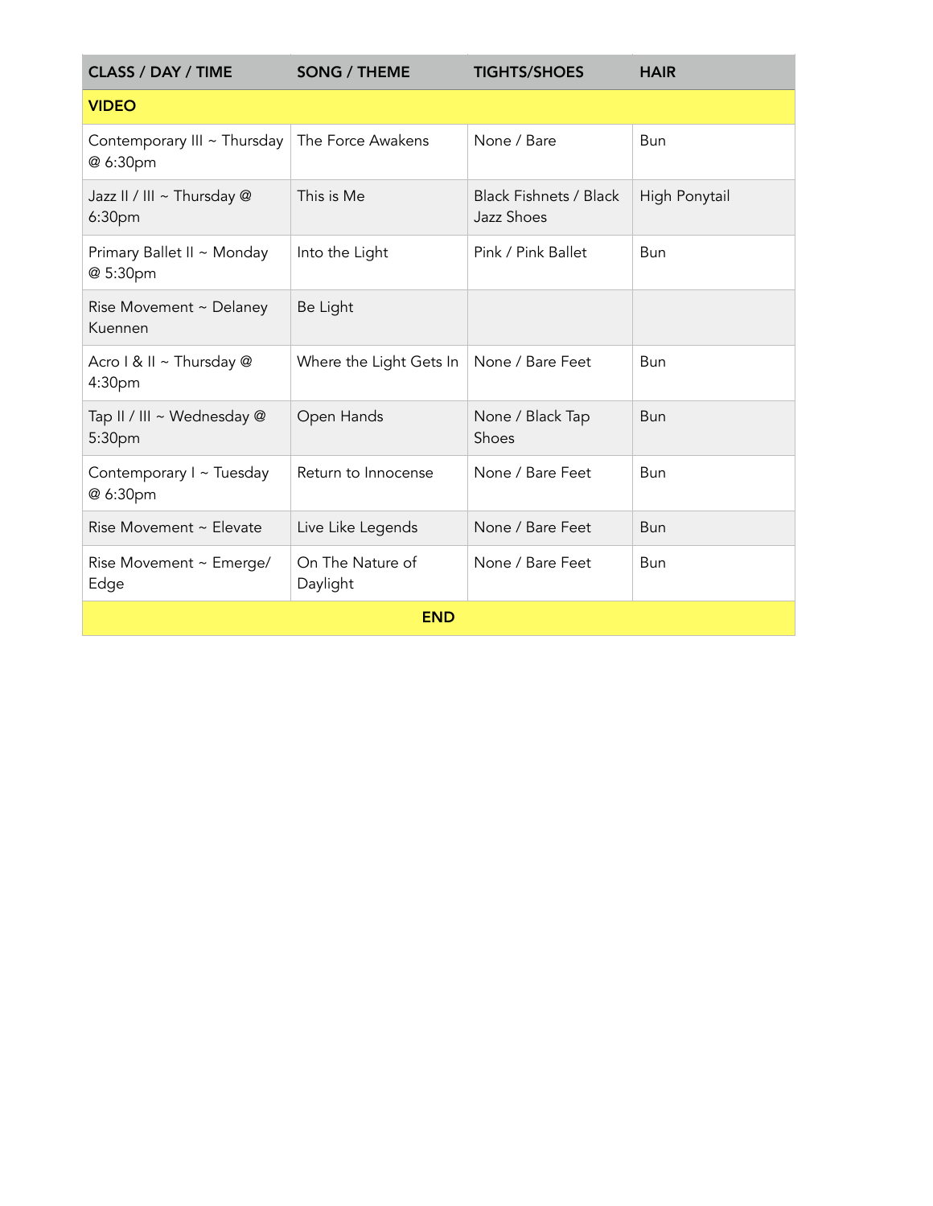| CLASS / DAY / TIME | SONG / THEME | TIGHTS/SHOES | HAIR |
|---|---|---|---|
| **VIDEO** | | | |
| Contemporary III ~ Thursday @ 6:30pm | The Force Awakens | None / Bare | Bun |
| Jazz II / III ~ Thursday @ 6:30pm | This is Me | Black Fishnets / Black Jazz Shoes | High Ponytail |
| Primary Ballet II ~ Monday @ 5:30pm | Into the Light | Pink / Pink Ballet | Bun |
| Rise Movement ~ Delaney Kuennen | Be Light | | |
| Acro I & II ~ Thursday @ 4:30pm | Where the Light Gets In | None / Bare Feet | Bun |
| Tap II / III ~ Wednesday @ 5:30pm | Open Hands | None / Black Tap Shoes | Bun |
| Contemporary I ~ Tuesday @ 6:30pm | Return to Innocense | None / Bare Feet | Bun |
| Rise Movement ~ Elevate | Live Like Legends | None / Bare Feet | Bun |
| Rise Movement ~ Emerge/ Edge | On The Nature of Daylight | None / Bare Feet | Bun |
| **END** | | | |